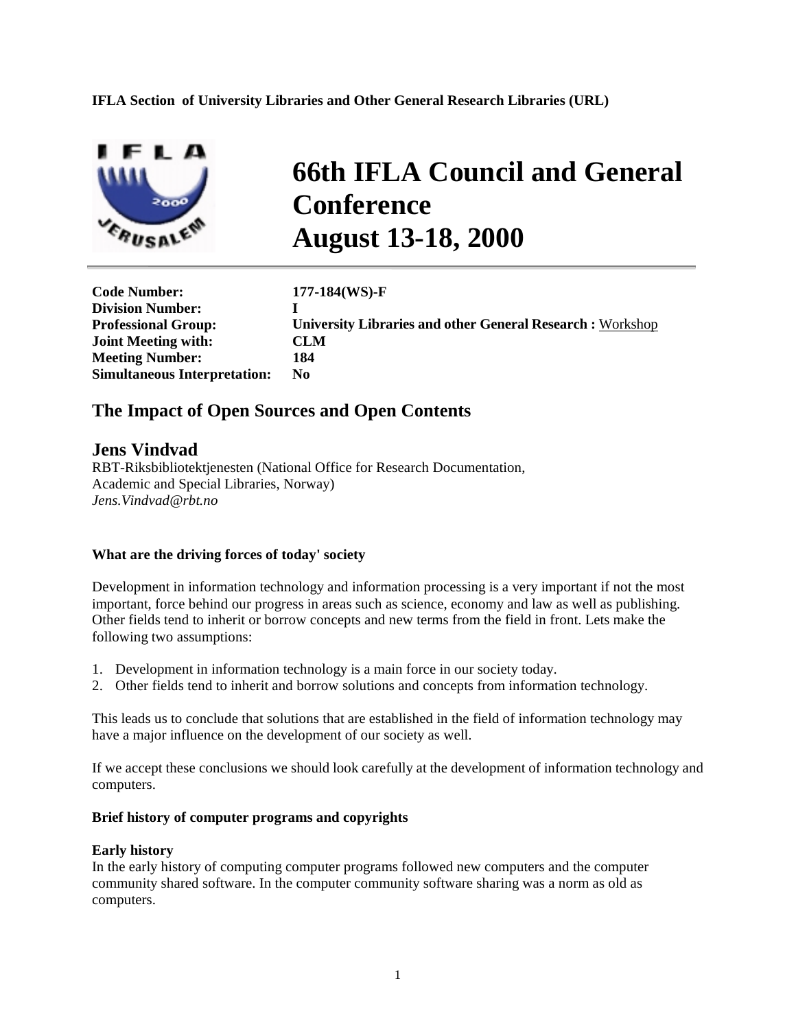**IFLA Section of University Libraries and Other General Research Libraries (URL)**

# 66th IFLA Council and General Conference August 13-18, 2000

| | |
|---|---|
| **Code Number:** | **177-184(WS)-F** |
| **Division Number:** | **I** |
| **Professional Group:** | **University Libraries and other General Research :** Workshop |
| **Joint Meeting with:** | **CLM** |
| **Meeting Number:** | **184** |
| **Simultaneous Interpretation:** | **No** |

## The Impact of Open Sources and Open Contents

## Jens Vindvad

RBT-Riksbibliotektjenesten (National Office for Research Documentation, Academic and Special Libraries, Norway)
*Jens.Vindvad@rbt.no*

**What are the driving forces of today' society**

Development in information technology and information processing is a very important if not the most important, force behind our progress in areas such as science, economy and law as well as publishing. Other fields tend to inherit or borrow concepts and new terms from the field in front. Lets make the following two assumptions:

1. Development in information technology is a main force in our society today.
2. Other fields tend to inherit and borrow solutions and concepts from information technology.

This leads us to conclude that solutions that are established in the field of information technology may have a major influence on the development of our society as well.

If we accept these conclusions we should look carefully at the development of information technology and computers.

**Brief history of computer programs and copyrights**

**Early history**
In the early history of computing computer programs followed new computers and the computer community shared software. In the computer community software sharing was a norm as old as computers.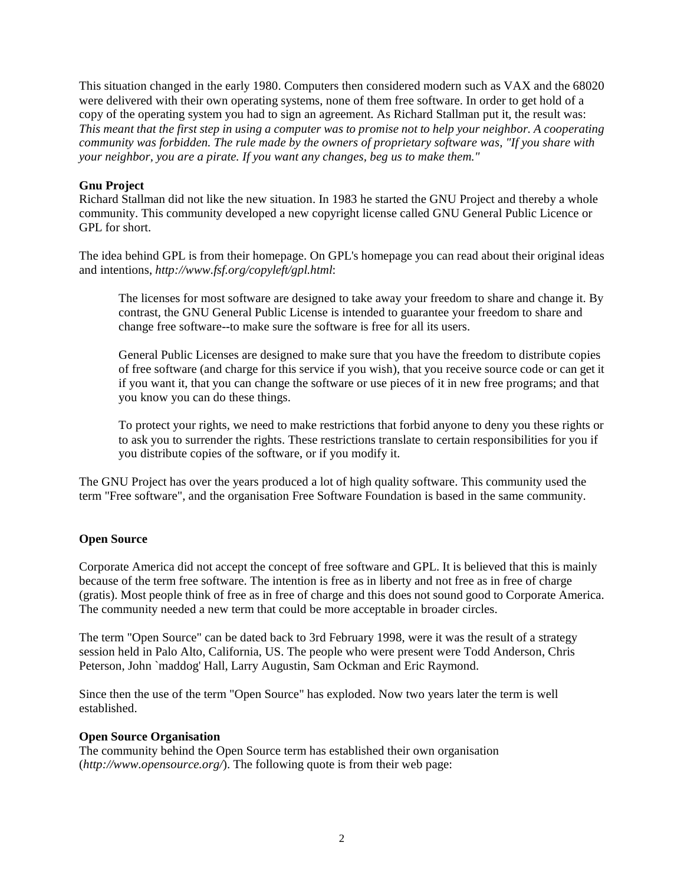This situation changed in the early 1980. Computers then considered modern such as VAX and the 68020 were delivered with their own operating systems, none of them free software. In order to get hold of a copy of the operating system you had to sign an agreement. As Richard Stallman put it, the result was: *This meant that the first step in using a computer was to promise not to help your neighbor. A cooperating community was forbidden. The rule made by the owners of proprietary software was, "If you share with your neighbor, you are a pirate. If you want any changes, beg us to make them."*

**Gnu Project**

Richard Stallman did not like the new situation. In 1983 he started the GNU Project and thereby a whole community. This community developed a new copyright license called GNU General Public Licence or GPL for short.

The idea behind GPL is from their homepage. On GPL's homepage you can read about their original ideas and intentions, *http://www.fsf.org/copyleft/gpl.html*:

> The licenses for most software are designed to take away your freedom to share and change it. By contrast, the GNU General Public License is intended to guarantee your freedom to share and change free software--to make sure the software is free for all its users.
>
> General Public Licenses are designed to make sure that you have the freedom to distribute copies of free software (and charge for this service if you wish), that you receive source code or can get it if you want it, that you can change the software or use pieces of it in new free programs; and that you know you can do these things.
>
> To protect your rights, we need to make restrictions that forbid anyone to deny you these rights or to ask you to surrender the rights. These restrictions translate to certain responsibilities for you if you distribute copies of the software, or if you modify it.

The GNU Project has over the years produced a lot of high quality software. This community used the term "Free software", and the organisation Free Software Foundation is based in the same community.

**Open Source**

Corporate America did not accept the concept of free software and GPL. It is believed that this is mainly because of the term free software. The intention is free as in liberty and not free as in free of charge (gratis). Most people think of free as in free of charge and this does not sound good to Corporate America. The community needed a new term that could be more acceptable in broader circles.

The term "Open Source" can be dated back to 3rd February 1998, were it was the result of a strategy session held in Palo Alto, California, US. The people who were present were Todd Anderson, Chris Peterson, John `maddog' Hall, Larry Augustin, Sam Ockman and Eric Raymond.

Since then the use of the term "Open Source" has exploded. Now two years later the term is well established.

**Open Source Organisation**

The community behind the Open Source term has established their own organisation (*http://www.opensource.org/*). The following quote is from their web page: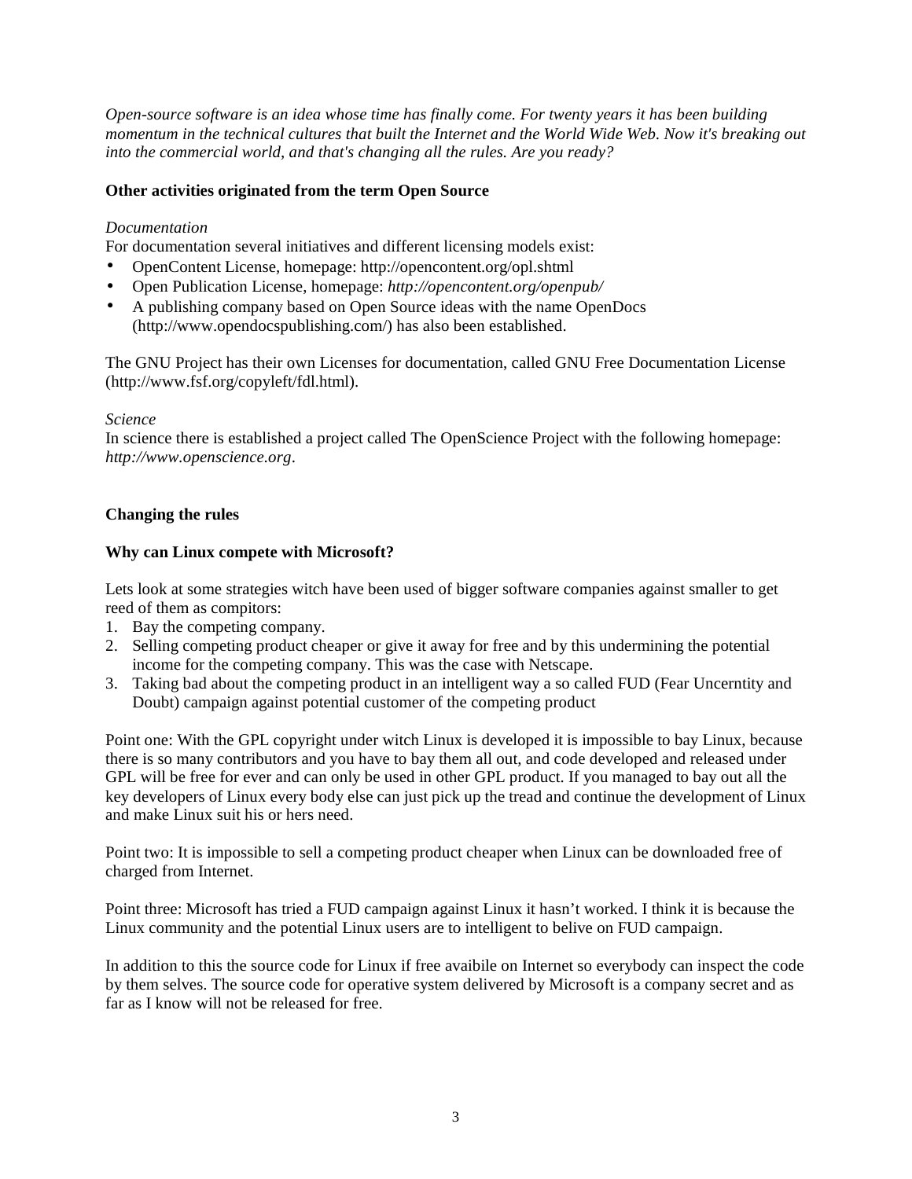*Open-source software is an idea whose time has finally come. For twenty years it has been building momentum in the technical cultures that built the Internet and the World Wide Web. Now it's breaking out into the commercial world, and that's changing all the rules. Are you ready?*

**Other activities originated from the term Open Source**

*Documentation*

For documentation several initiatives and different licensing models exist:

- OpenContent License, homepage: http://opencontent.org/opl.shtml
- Open Publication License, homepage: *http://opencontent.org/openpub/*
- A publishing company based on Open Source ideas with the name OpenDocs (http://www.opendocspublishing.com/) has also been established.

The GNU Project has their own Licenses for documentation, called GNU Free Documentation License (http://www.fsf.org/copyleft/fdl.html).

*Science*

In science there is established a project called The OpenScience Project with the following homepage: *http://www.openscience.org*.

**Changing the rules**

**Why can Linux compete with Microsoft?**

Lets look at some strategies witch have been used of bigger software companies against smaller to get reed of them as compitors:

1. Bay the competing company.
2. Selling competing product cheaper or give it away for free and by this undermining the potential income for the competing company. This was the case with Netscape.
3. Taking bad about the competing product in an intelligent way a so called FUD (Fear Uncerntity and Doubt) campaign against potential customer of the competing product

Point one: With the GPL copyright under witch Linux is developed it is impossible to bay Linux, because there is so many contributors and you have to bay them all out, and code developed and released under GPL will be free for ever and can only be used in other GPL product. If you managed to bay out all the key developers of Linux every body else can just pick up the tread and continue the development of Linux and make Linux suit his or hers need.

Point two: It is impossible to sell a competing product cheaper when Linux can be downloaded free of charged from Internet.

Point three: Microsoft has tried a FUD campaign against Linux it hasn't worked. I think it is because the Linux community and the potential Linux users are to intelligent to belive on FUD campaign.

In addition to this the source code for Linux if free avaibile on Internet so everybody can inspect the code by them selves. The source code for operative system delivered by Microsoft is a company secret and as far as I know will not be released for free.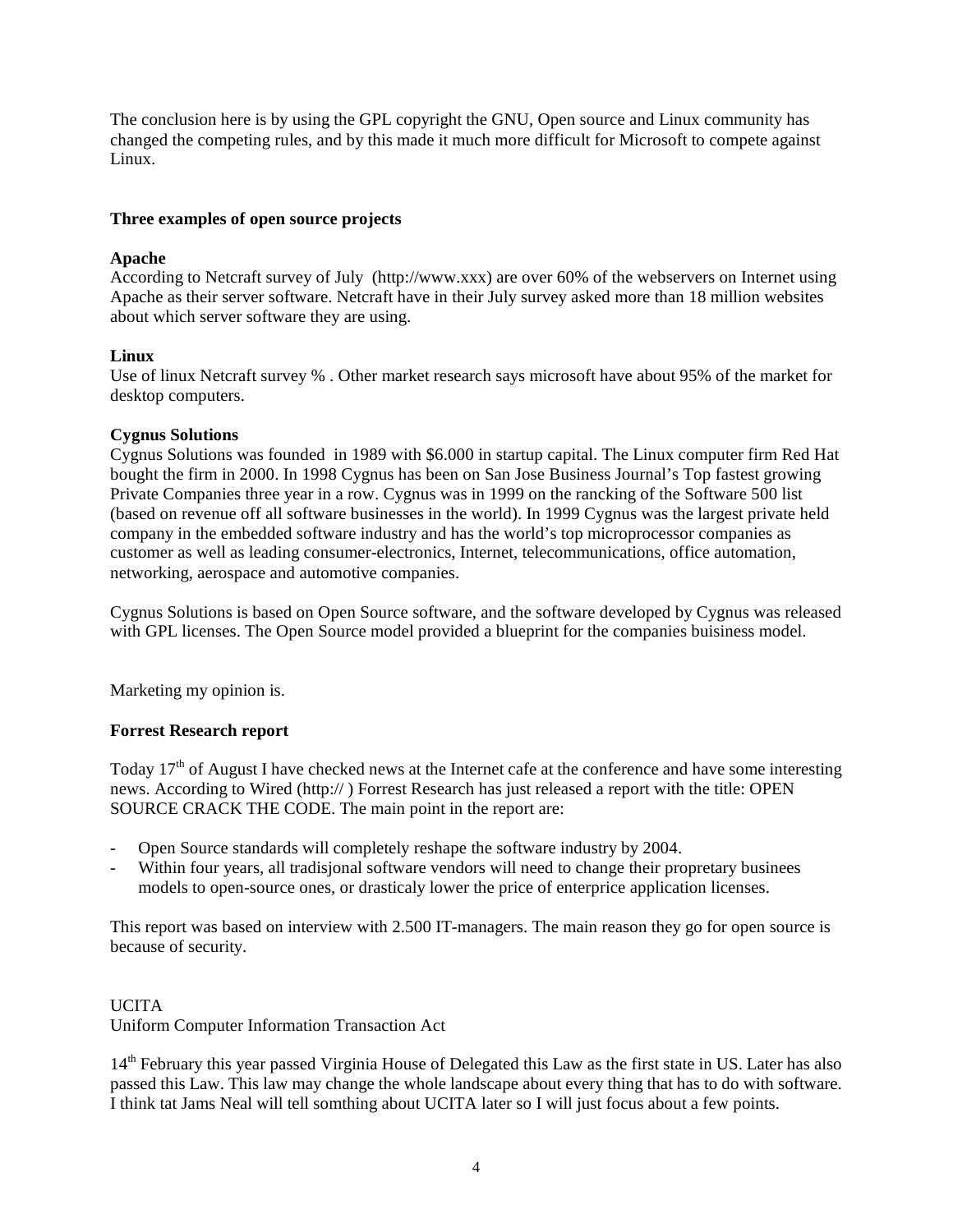The conclusion here is by using the GPL copyright the GNU, Open source and Linux community has changed the competing rules, and by this made it much more difficult for Microsoft to compete against Linux.

**Three examples of open source projects**

**Apache**
According to Netcraft survey of July (http://www.xxx) are over 60% of the webservers on Internet using Apache as their server software. Netcraft have in their July survey asked more than 18 million websites about which server software they are using.

**Linux**
Use of linux Netcraft survey % . Other market research says microsoft have about 95% of the market for desktop computers.

**Cygnus Solutions**
Cygnus Solutions was founded in 1989 with $6.000 in startup capital. The Linux computer firm Red Hat bought the firm in 2000. In 1998 Cygnus has been on San Jose Business Journal's Top fastest growing Private Companies three year in a row. Cygnus was in 1999 on the rancking of the Software 500 list (based on revenue off all software businesses in the world). In 1999 Cygnus was the largest private held company in the embedded software industry and has the world's top microprocessor companies as customer as well as leading consumer-electronics, Internet, telecommunications, office automation, networking, aerospace and automotive companies.

Cygnus Solutions is based on Open Source software, and the software developed by Cygnus was released with GPL licenses. The Open Source model provided a blueprint for the companies buisiness model.

Marketing my opinion is.

**Forrest Research report**

Today 17th of August I have checked news at the Internet cafe at the conference and have some interesting news. According to Wired (http:// ) Forrest Research has just released a report with the title: OPEN SOURCE CRACK THE CODE. The main point in the report are:

- Open Source standards will completely reshape the software industry by 2004.
- Within four years, all tradisjonal software vendors will need to change their propretary businees models to open-source ones, or drasticaly lower the price of enterprice application licenses.

This report was based on interview with 2.500 IT-managers. The main reason they go for open source is because of security.

UCITA
Uniform Computer Information Transaction Act

14th February this year passed Virginia House of Delegated this Law as the first state in US. Later has also passed this Law. This law may change the whole landscape about every thing that has to do with software. I think tat Jams Neal will tell somthing about UCITA later so I will just focus about a few points.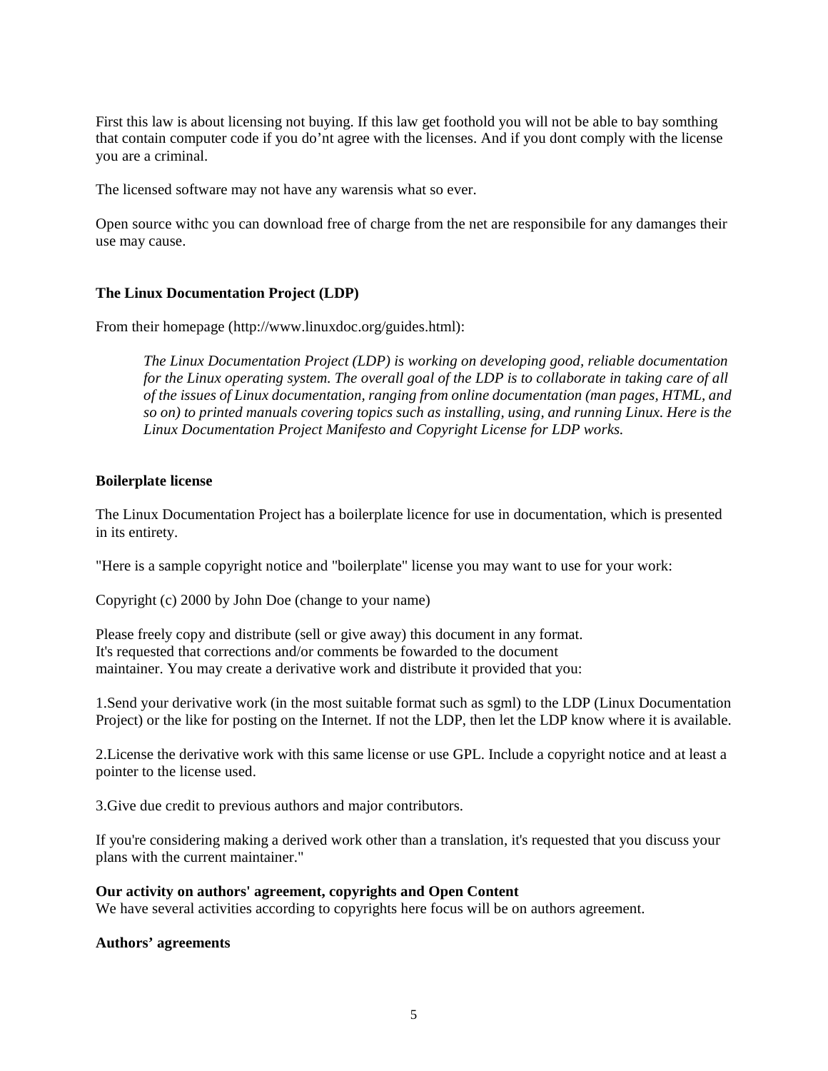First this law is about licensing not buying. If this law get foothold you will not be able to bay somthing that contain computer code if you do'nt agree with the licenses. And if you dont comply with the license you are a criminal.

The licensed software may not have any warensis what so ever.

Open source withc you can download free of charge from the net are responsibile for any damanges their use may cause.

**The Linux Documentation Project (LDP)**

From their homepage (http://www.linuxdoc.org/guides.html):

> *The Linux Documentation Project (LDP) is working on developing good, reliable documentation for the Linux operating system. The overall goal of the LDP is to collaborate in taking care of all of the issues of Linux documentation, ranging from online documentation (man pages, HTML, and so on) to printed manuals covering topics such as installing, using, and running Linux. Here is the Linux Documentation Project Manifesto and Copyright License for LDP works.*

**Boilerplate license**

The Linux Documentation Project has a boilerplate licence for use in documentation, which is presented in its entirety.

"Here is a sample copyright notice and "boilerplate" license you may want to use for your work:

Copyright (c) 2000 by John Doe (change to your name)

Please freely copy and distribute (sell or give away) this document in any format.
It's requested that corrections and/or comments be fowarded to the document
maintainer. You may create a derivative work and distribute it provided that you:

1.Send your derivative work (in the most suitable format such as sgml) to the LDP (Linux Documentation Project) or the like for posting on the Internet. If not the LDP, then let the LDP know where it is available.

2.License the derivative work with this same license or use GPL. Include a copyright notice and at least a pointer to the license used.

3.Give due credit to previous authors and major contributors.

If you're considering making a derived work other than a translation, it's requested that you discuss your plans with the current maintainer."

**Our activity on authors' agreement, copyrights and Open Content**
We have several activities according to copyrights here focus will be on authors agreement.

**Authors' agreements**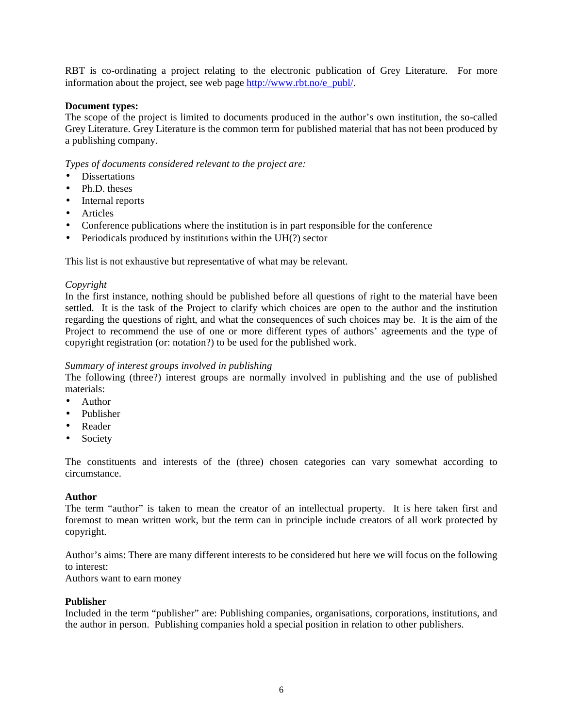RBT is co-ordinating a project relating to the electronic publication of Grey Literature. For more information about the project, see web page [http://www.rbt.no/e_publ/](http://www.rbt.no/e_publ/).

**Document types:**
The scope of the project is limited to documents produced in the author's own institution, the so-called Grey Literature. Grey Literature is the common term for published material that has not been produced by a publishing company.

*Types of documents considered relevant to the project are:*

- Dissertations
- Ph.D. theses
- Internal reports
- Articles
- Conference publications where the institution is in part responsible for the conference
- Periodicals produced by institutions within the UH(?) sector

This list is not exhaustive but representative of what may be relevant.

*Copyright*
In the first instance, nothing should be published before all questions of right to the material have been settled. It is the task of the Project to clarify which choices are open to the author and the institution regarding the questions of right, and what the consequences of such choices may be. It is the aim of the Project to recommend the use of one or more different types of authors' agreements and the type of copyright registration (or: notation?) to be used for the published work.

*Summary of interest groups involved in publishing*
The following (three?) interest groups are normally involved in publishing and the use of published materials:

- Author
- Publisher
- Reader
- Society

The constituents and interests of the (three) chosen categories can vary somewhat according to circumstance.

**Author**
The term "author" is taken to mean the creator of an intellectual property. It is here taken first and foremost to mean written work, but the term can in principle include creators of all work protected by copyright.

Author's aims: There are many different interests to be considered but here we will focus on the following to interest:
Authors want to earn money

**Publisher**
Included in the term "publisher" are: Publishing companies, organisations, corporations, institutions, and the author in person. Publishing companies hold a special position in relation to other publishers.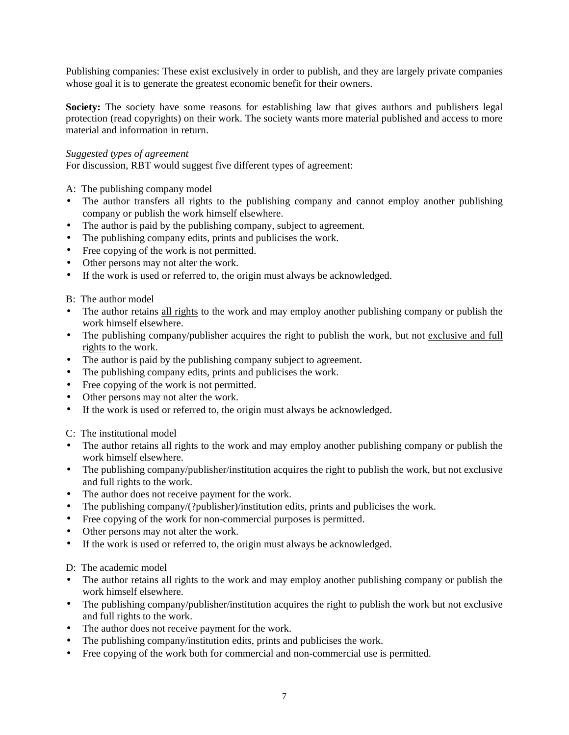Publishing companies: These exist exclusively in order to publish, and they are largely private companies whose goal it is to generate the greatest economic benefit for their owners.

**Society:** The society have some reasons for establishing law that gives authors and publishers legal protection (read copyrights) on their work. The society wants more material published and access to more material and information in return.

*Suggested types of agreement*
For discussion, RBT would suggest five different types of agreement:

A: The publishing company model

- The author transfers all rights to the publishing company and cannot employ another publishing company or publish the work himself elsewhere.
- The author is paid by the publishing company, subject to agreement.
- The publishing company edits, prints and publicises the work.
- Free copying of the work is not permitted.
- Other persons may not alter the work.
- If the work is used or referred to, the origin must always be acknowledged.

B: The author model

- The author retains <u>all rights</u> to the work and may employ another publishing company or publish the work himself elsewhere.
- The publishing company/publisher acquires the right to publish the work, but not <u>exclusive and full rights</u> to the work.
- The author is paid by the publishing company subject to agreement.
- The publishing company edits, prints and publicises the work.
- Free copying of the work is not permitted.
- Other persons may not alter the work.
- If the work is used or referred to, the origin must always be acknowledged.

C: The institutional model

- The author retains all rights to the work and may employ another publishing company or publish the work himself elsewhere.
- The publishing company/publisher/institution acquires the right to publish the work, but not exclusive and full rights to the work.
- The author does not receive payment for the work.
- The publishing company/(?publisher)/institution edits, prints and publicises the work.
- Free copying of the work for non-commercial purposes is permitted.
- Other persons may not alter the work.
- If the work is used or referred to, the origin must always be acknowledged.

D: The academic model

- The author retains all rights to the work and may employ another publishing company or publish the work himself elsewhere.
- The publishing company/publisher/institution acquires the right to publish the work but not exclusive and full rights to the work.
- The author does not receive payment for the work.
- The publishing company/institution edits, prints and publicises the work.
- Free copying of the work both for commercial and non-commercial use is permitted.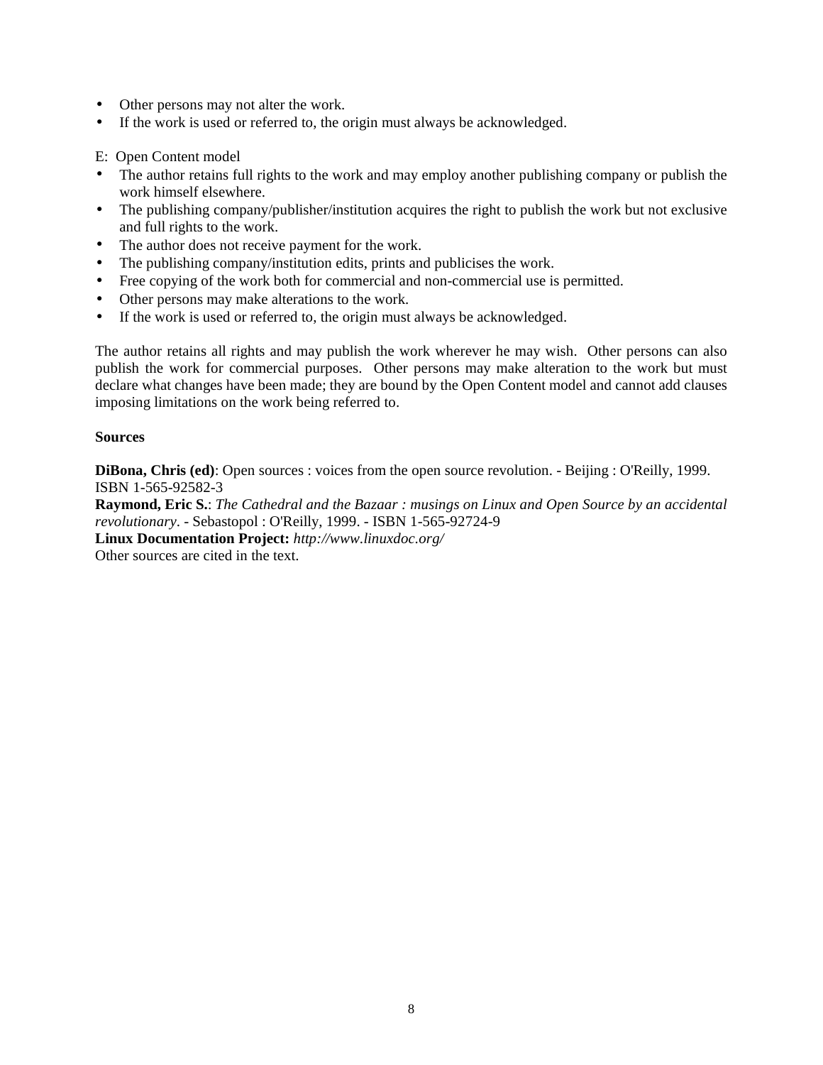- Other persons may not alter the work.
- If the work is used or referred to, the origin must always be acknowledged.

E: Open Content model

- The author retains full rights to the work and may employ another publishing company or publish the work himself elsewhere.
- The publishing company/publisher/institution acquires the right to publish the work but not exclusive and full rights to the work.
- The author does not receive payment for the work.
- The publishing company/institution edits, prints and publicises the work.
- Free copying of the work both for commercial and non-commercial use is permitted.
- Other persons may make alterations to the work.
- If the work is used or referred to, the origin must always be acknowledged.

The author retains all rights and may publish the work wherever he may wish. Other persons can also publish the work for commercial purposes. Other persons may make alteration to the work but must declare what changes have been made; they are bound by the Open Content model and cannot add clauses imposing limitations on the work being referred to.

**Sources**

**DiBona, Chris (ed)**: Open sources : voices from the open source revolution. - Beijing : O'Reilly, 1999. ISBN 1-565-92582-3
**Raymond, Eric S.**: *The Cathedral and the Bazaar : musings on Linux and Open Source by an accidental revolutionary*. - Sebastopol : O'Reilly, 1999. - ISBN 1-565-92724-9
**Linux Documentation Project:** *http://www.linuxdoc.org/*
Other sources are cited in the text.